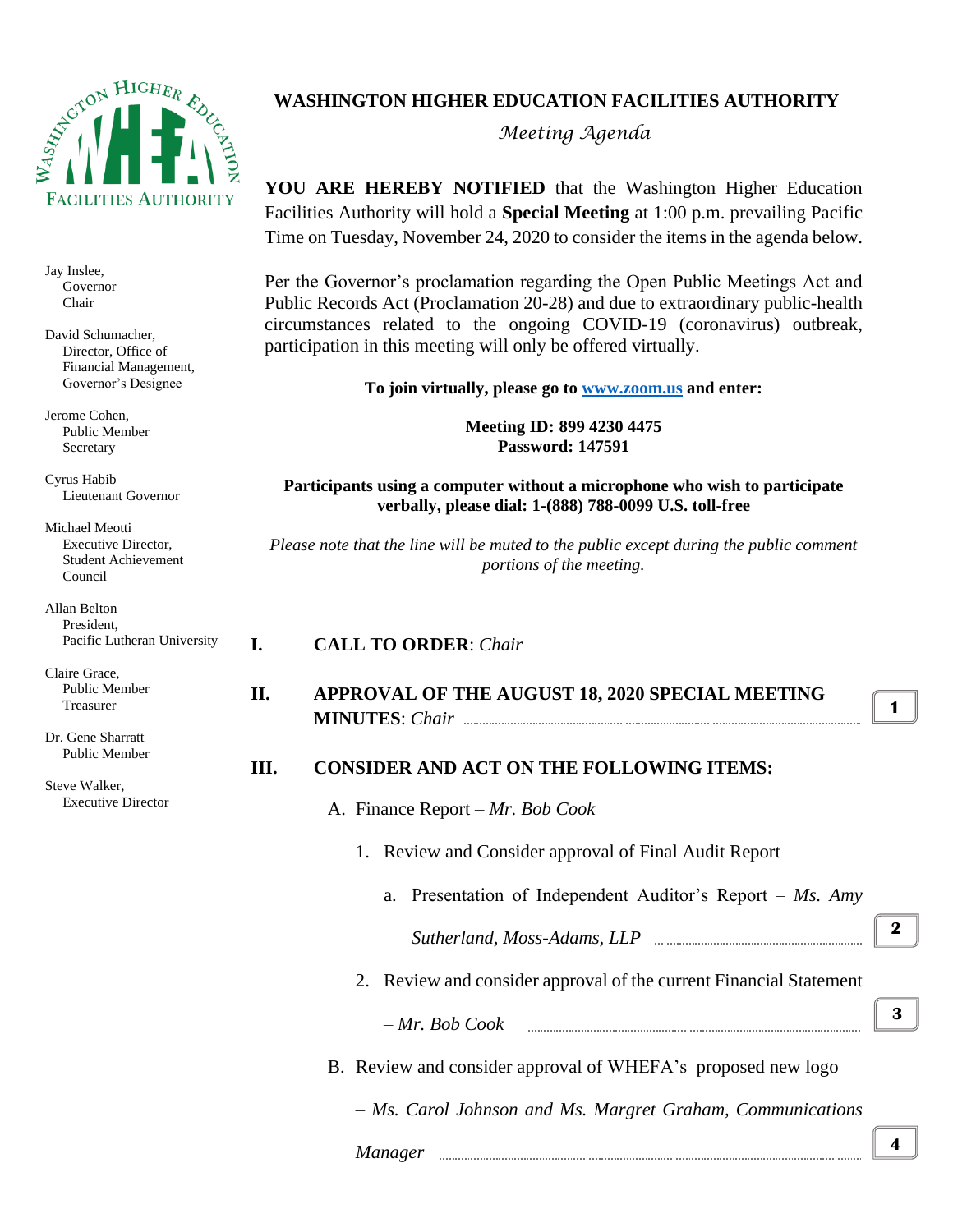WASHINGTON HIGHER EDUCATION FACILITIES AUTHORITY

Jay Inslee,
Governor
Chair

David Schumacher,
Director, Office of Financial Management,
Governor's Designee

Jerome Cohen,
Public Member
Secretary

Cyrus Habib
Lieutenant Governor

Michael Meotti
Executive Director,
Student Achievement Council

Allan Belton
President,
Pacific Lutheran University

Claire Grace,
Public Member
Treasurer

Dr. Gene Sharratt
Public Member

Steve Walker,
Executive Director

# WASHINGTON HIGHER EDUCATION FACILITIES AUTHORITY

*Meeting Agenda*

**YOU ARE HEREBY NOTIFIED** that the Washington Higher Education Facilities Authority will hold a **Special Meeting** at 1:00 p.m. prevailing Pacific Time on Tuesday, November 24, 2020 to consider the items in the agenda below.

Per the Governor's proclamation regarding the Open Public Meetings Act and Public Records Act (Proclamation 20-28) and due to extraordinary public-health circumstances related to the ongoing COVID-19 (coronavirus) outbreak, participation in this meeting will only be offered virtually.

**To join virtually, please go to [www.zoom.us](http://www.zoom.us) and enter:**

**Meeting ID: 899 4230 4475**
**Password: 147591**

**Participants using a computer without a microphone who wish to participate verbally, please dial: 1-(888) 788-0099 U.S. toll-free**

*Please note that the line will be muted to the public except during the public comment portions of the meeting.*

**I. CALL TO ORDER**: *Chair*

**II. APPROVAL OF THE AUGUST 18, 2020 SPECIAL MEETING MINUTES**: *Chair* ........ **1**

**III. CONSIDER AND ACT ON THE FOLLOWING ITEMS:**

A. Finance Report – *Mr. Bob Cook*

1. Review and Consider approval of Final Audit Report

   a. Presentation of Independent Auditor's Report – *Ms. Amy Sutherland, Moss-Adams, LLP* ........ **2**

2. Review and consider approval of the current Financial Statement – *Mr. Bob Cook* ........ **3**

B. Review and consider approval of WHEFA's proposed new logo – *Ms. Carol Johnson and Ms. Margret Graham, Communications Manager* ........ **4**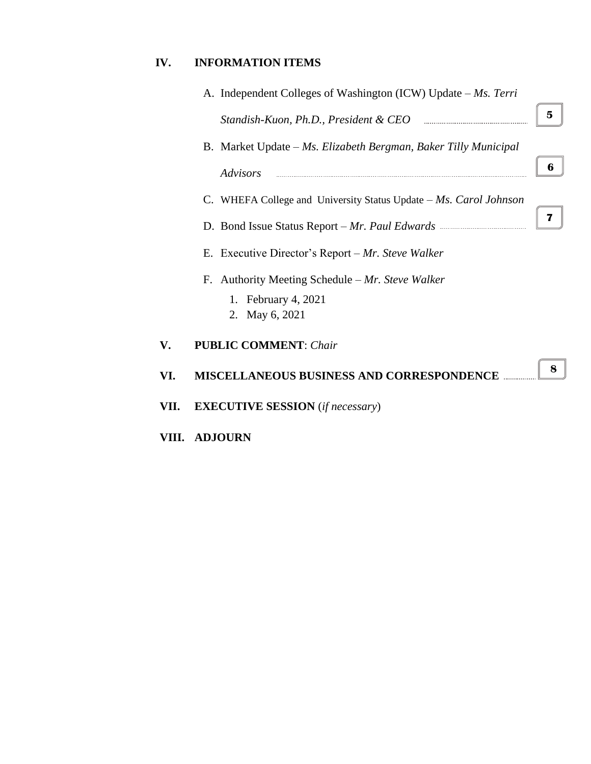## IV. INFORMATION ITEMS

A. Independent Colleges of Washington (ICW) Update – *Ms. Terri Standish-Kuon, Ph.D., President & CEO* .......... 5

B. Market Update – *Ms. Elizabeth Bergman, Baker Tilly Municipal Advisors* .......... 6

C. WHEFA College and University Status Update – *Ms. Carol Johnson*

D. Bond Issue Status Report – *Mr. Paul Edwards* .......... 7

E. Executive Director's Report – *Mr. Steve Walker*

F. Authority Meeting Schedule – *Mr. Steve Walker*

1. February 4, 2021
2. May 6, 2021

## V. PUBLIC COMMENT: *Chair*

## VI. MISCELLANEOUS BUSINESS AND CORRESPONDENCE .......... 8

## VII. EXECUTIVE SESSION (*if necessary*)

## VIII. ADJOURN